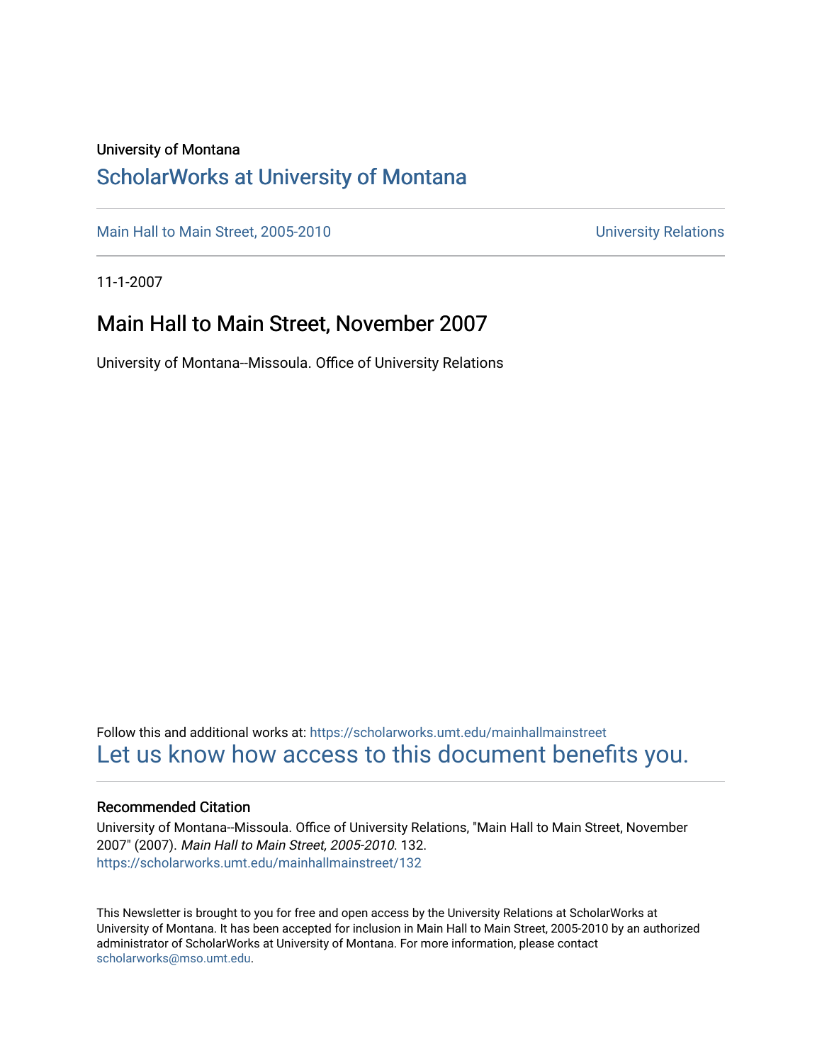University of Montana

# ScholarWorks at University of Montana

Main Hall to Main Street, 2005-2010 | University Relations

11-1-2007

## Main Hall to Main Street, November 2007

University of Montana--Missoula. Office of University Relations

Follow this and additional works at: https://scholarworks.umt.edu/mainhallmainstreet

Let us know how access to this document benefits you.

### Recommended Citation

University of Montana--Missoula. Office of University Relations, "Main Hall to Main Street, November 2007" (2007). *Main Hall to Main Street, 2005-2010*. 132.
https://scholarworks.umt.edu/mainhallmainstreet/132

This Newsletter is brought to you for free and open access by the University Relations at ScholarWorks at University of Montana. It has been accepted for inclusion in Main Hall to Main Street, 2005-2010 by an authorized administrator of ScholarWorks at University of Montana. For more information, please contact scholarworks@mso.umt.edu.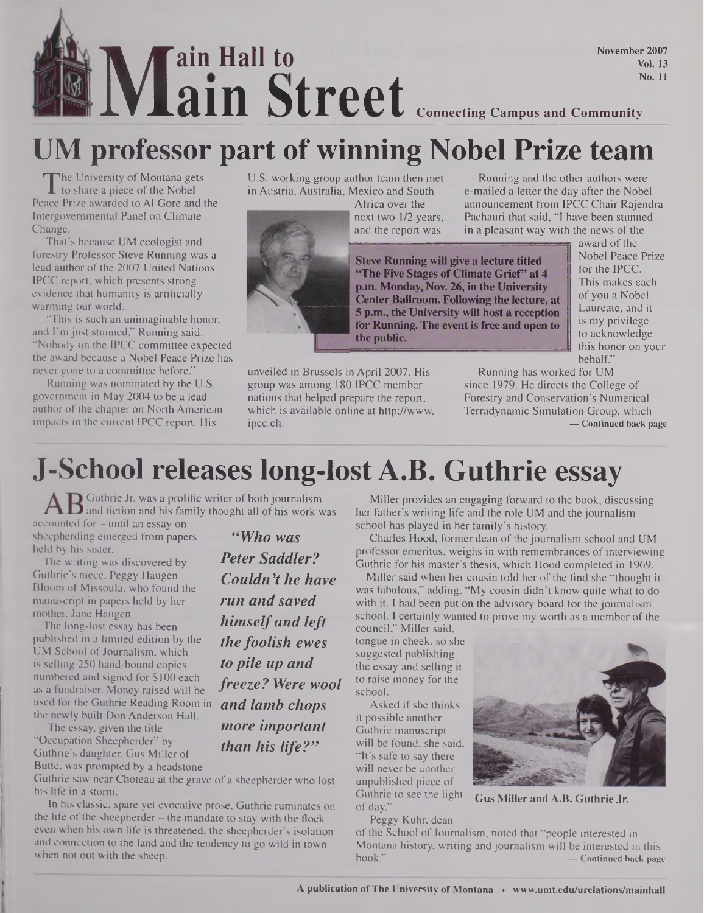# Main Hall to Main Street

November 2007
Vol. 13
No. 11

Connecting Campus and Community

## UM professor part of winning Nobel Prize team

The University of Montana gets to share a piece of the Nobel Peace Prize awarded to Al Gore and the Intergovernmental Panel on Climate Change.

That's because UM ecologist and forestry Professor Steve Running was a lead author of the 2007 United Nations IPCC report, which presents strong evidence that humanity is artificially warming our world.

"This is such an unimaginable honor, and I'm just stunned," Running said. "Nobody on the IPCC committee expected the award because a Nobel Peace Prize has never gone to a committee before."

Running was nominated by the U.S. government in May 2004 to be a lead author of the chapter on North American impacts in the current IPCC report. His U.S. working group author team then met in Austria, Australia, Mexico and South Africa over the next two 1/2 years, and the report was unveiled in Brussels in April 2007. His group was among 180 IPCC member nations that helped prepare the report, which is available online at http://www.ipcc.ch.

**Steve Running will give a lecture titled "The Five Stages of Climate Grief" at 4 p.m. Monday, Nov. 26, in the University Center Ballroom. Following the lecture, at 5 p.m., the University will host a reception for Running. The event is free and open to the public.**

Running and the other authors were e-mailed a letter the day after the Nobel announcement from IPCC Chair Rajendra Pachauri that said, "I have been stunned in a pleasant way with the news of the award of the Nobel Peace Prize for the IPCC. This makes each of you a Nobel Laureate, and it is my privilege to acknowledge this honor on your behalf."

Running has worked for UM since 1979. He directs the College of Forestry and Conservation's Numerical Terradynamic Simulation Group, which

— Continued back page

## J-School releases long-lost A.B. Guthrie essay

A.B. Guthrie Jr. was a prolific writer of both journalism and fiction and his family thought all of his work was accounted for – until an essay on sheepherding emerged from papers held by his sister.

The writing was discovered by Guthrie's niece, Peggy Haugen Bloom of Missoula, who found the manuscript in papers held by her mother, Jane Haugen.

The long-lost essay has been published in a limited edition by the UM School of Journalism, which is selling 250 hand-bound copies numbered and signed for $100 each as a fundraiser. Money raised will be used for the Guthrie Reading Room in the newly built Don Anderson Hall.

The essay, given the title "Occupation Sheepherder" by Guthrie's daughter, Gus Miller of Butte, was prompted by a headstone Guthrie saw near Choteau at the grave of a sheepherder who lost his life in a storm.

*"Who was Peter Saddler? Couldn't he have run and saved himself and left the foolish ewes to pile up and freeze? Were wool and lamb chops more important than his life?"*

In his classic, spare yet evocative prose, Guthrie ruminates on the life of the sheepherder – the mandate to stay with the flock even when his own life is threatened, the sheepherder's isolation and connection to the land and the tendency to go wild in town when not out with the sheep.

Miller provides an engaging forward to the book, discussing her father's writing life and the role UM and the journalism school has played in her family's history.

Charles Hood, former dean of the journalism school and UM professor emeritus, weighs in with remembrances of interviewing Guthrie for his master's thesis, which Hood completed in 1969.

Miller said when her cousin told her of the find she "thought it was fabulous," adding, "My cousin didn't know quite what to do with it. I had been put on the advisory board for the journalism school. I certainly wanted to prove my worth as a member of the council," Miller said, tongue in cheek, so she suggested publishing the essay and selling it to raise money for the school.

Asked if she thinks it possible another Guthrie manuscript will be found, she said, "It's safe to say there will never be another unpublished piece of Guthrie to see the light of day."

Gus Miller and A.B. Guthrie Jr.

Peggy Kuhr, dean of the School of Journalism, noted that "people interested in Montana history, writing and journalism will be interested in this book."

— Continued back page

A publication of The University of Montana • www.umt.edu/urelations/mainhall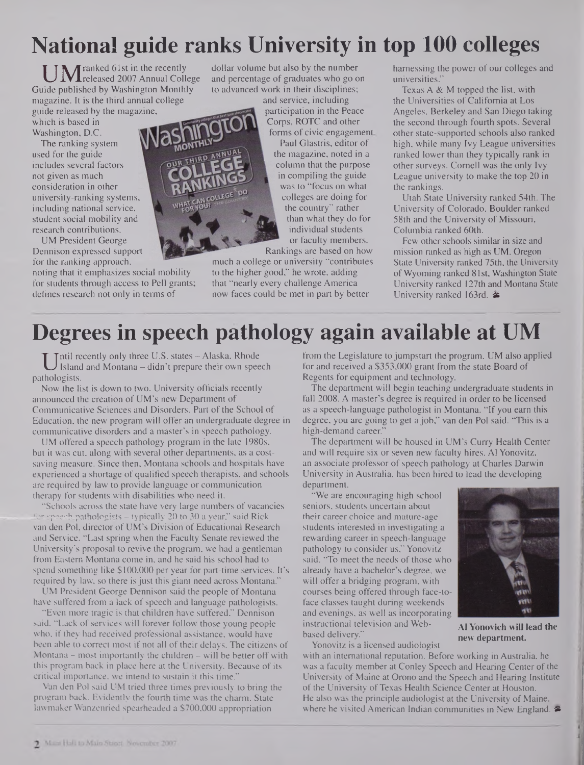# National guide ranks University in top 100 colleges

UM ranked 61st in the recently released 2007 Annual College Guide published by Washington Monthly magazine. It is the third annual college guide released by the magazine, which is based in Washington, D.C.

The ranking system used for the guide includes several factors not given as much consideration in other university-ranking systems, including national service, student social mobility and research contributions.

UM President George Dennison expressed support for the ranking approach, noting that it emphasizes social mobility for students through access to Pell grants; defines research not only in terms of dollar volume but also by the number and percentage of graduates who go on to advanced work in their disciplines; and service, including participation in the Peace Corps, ROTC and other forms of civic engagement.

Paul Glastris, editor of the magazine, noted in a column that the purpose in compiling the guide was to "focus on what colleges are doing for the country" rather than what they do for individual students or faculty members. Rankings are based on how much a college or university "contributes to the higher good," he wrote, adding that "nearly every challenge America now faces could be met in part by better harnessing the power of our colleges and universities."

Texas A & M topped the list, with the Universities of California at Los Angeles, Berkeley and San Diego taking the second through fourth spots. Several other state-supported schools also ranked high, while many Ivy League universities ranked lower than they typically rank in other surveys. Cornell was the only Ivy League university to make the top 20 in the rankings.

Utah State University ranked 54th. The University of Colorado, Boulder ranked 58th and the University of Missouri, Columbia ranked 60th.

Few other schools similar in size and mission ranked as high as UM. Oregon State University ranked 75th, the University of Wyoming ranked 81st, Washington State University ranked 127th and Montana State University ranked 163rd.

# Degrees in speech pathology again available at UM

Until recently only three U.S. states – Alaska, Rhode Island and Montana – didn't prepare their own speech pathologists.

Now the list is down to two. University officials recently announced the creation of UM's new Department of Communicative Sciences and Disorders. Part of the School of Education, the new program will offer an undergraduate degree in communicative disorders and a master's in speech pathology.

UM offered a speech pathology program in the late 1980s, but it was cut, along with several other departments, as a cost-saving measure. Since then, Montana schools and hospitals have experienced a shortage of qualified speech therapists, and schools are required by law to provide language or communication therapy for students with disabilities who need it.

"Schools across the state have very large numbers of vacancies for speech pathologists – typically 20 to 30 a year," said Rick van den Pol, director of UM's Division of Educational Research and Service. "Last spring when the Faculty Senate reviewed the University's proposal to revive the program, we had a gentleman from Eastern Montana come in, and he said his school had to spend something like $100,000 per year for part-time services. It's required by law, so there is just this giant need across Montana."

UM President George Dennison said the people of Montana have suffered from a lack of speech and language pathologists.

"Even more tragic is that children have suffered," Dennison said. "Lack of services will forever follow those young people who, if they had received professional assistance, would have been able to correct most if not all of their delays. The citizens of Montana – most importantly the children – will be better off with this program back in place here at the University. Because of its critical importance, we intend to sustain it this time."

Van den Pol said UM tried three times previously to bring the program back. Evidently the fourth time was the charm. State lawmaker Wanzenried spearheaded a $700,000 appropriation from the Legislature to jumpstart the program. UM also applied for and received a $353,000 grant from the state Board of Regents for equipment and technology.

The department will begin teaching undergraduate students in fall 2008. A master's degree is required in order to be licensed as a speech-language pathologist in Montana. "If you earn this degree, you are going to get a job," van den Pol said. "This is a high-demand career."

The department will be housed in UM's Curry Health Center and will require six or seven new faculty hires. Al Yonovitz, an associate professor of speech pathology at Charles Darwin University in Australia, has been hired to lead the developing department.

"We are encouraging high school seniors, students uncertain about their career choice and mature-age students interested in investigating a rewarding career in speech-language pathology to consider us," Yonovitz said. "To meet the needs of those who already have a bachelor's degree, we will offer a bridging program, with courses being offered through face-to-face classes taught during weekends and evenings, as well as incorporating instructional television and Web-based delivery."

**Al Yonovich will lead the new department.**

Yonovitz is a licensed audiologist with an international reputation. Before working in Australia, he was a faculty member at Conley Speech and Hearing Center of the University of Maine at Orono and the Speech and Hearing Institute of the University of Texas Health Science Center at Houston. He also was the principle audiologist at the University of Maine, where he visited American Indian communities in New England.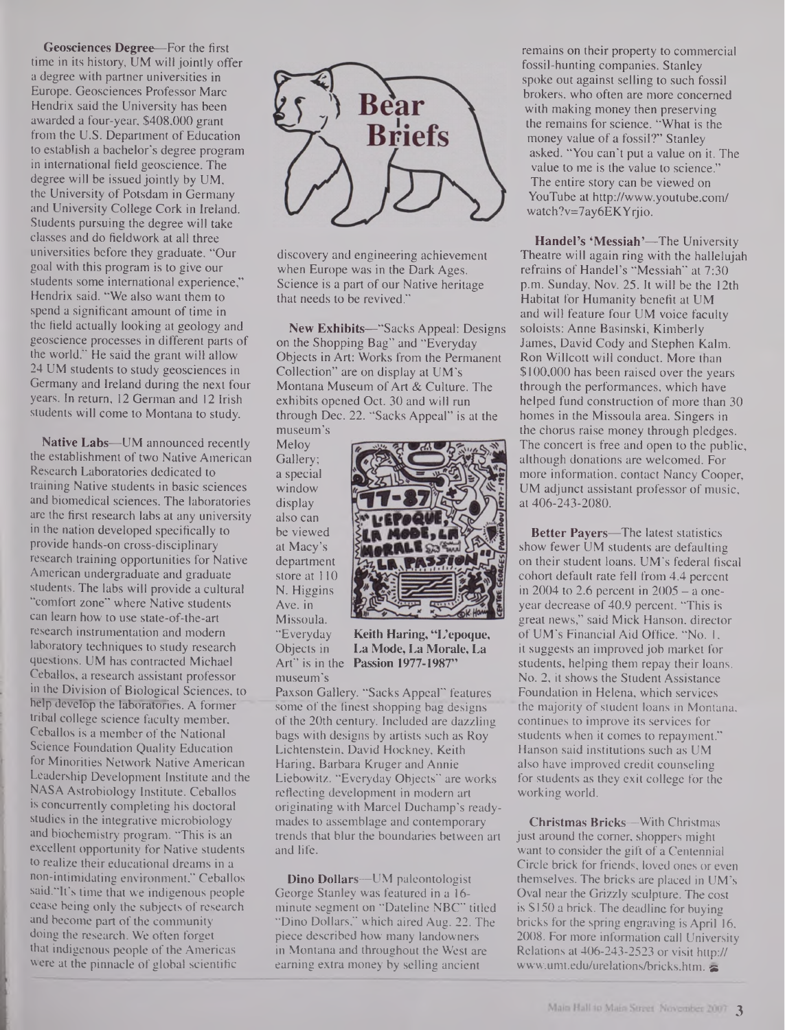# Bear Briefs

**Geosciences Degree**—For the first time in its history, UM will jointly offer a degree with partner universities in Europe. Geosciences Professor Marc Hendrix said the University has been awarded a four-year, $408,000 grant from the U.S. Department of Education to establish a bachelor's degree program in international field geoscience. The degree will be issued jointly by UM, the University of Potsdam in Germany and University College Cork in Ireland. Students pursuing the degree will take classes and do fieldwork at all three universities before they graduate. "Our goal with this program is to give our students some international experience," Hendrix said. "We also want them to spend a significant amount of time in the field actually looking at geology and geoscience processes in different parts of the world." He said the grant will allow 24 UM students to study geosciences in Germany and Ireland during the next four years. In return, 12 German and 12 Irish students will come to Montana to study.

**Native Labs**—UM announced recently the establishment of two Native American Research Laboratories dedicated to training Native students in basic sciences and biomedical sciences. The laboratories are the first research labs at any university in the nation developed specifically to provide hands-on cross-disciplinary research training opportunities for Native American undergraduate and graduate students. The labs will provide a cultural "comfort zone" where Native students can learn how to use state-of-the-art research instrumentation and modern laboratory techniques to study research questions. UM has contracted Michael Ceballos, a research assistant professor in the Division of Biological Sciences, to help develop the laboratories. A former tribal college science faculty member, Ceballos is a member of the National Science Foundation Quality Education for Minorities Network Native American Leadership Development Institute and the NASA Astrobiology Institute. Ceballos is concurrently completing his doctoral studies in the integrative microbiology and biochemistry program. "This is an excellent opportunity for Native students to realize their educational dreams in a non-intimidating environment," Ceballos said. "It's time that we indigenous people cease being only the subjects of research and become part of the community doing the research. We often forget that indigenous people of the Americas were at the pinnacle of global scientific discovery and engineering achievement when Europe was in the Dark Ages. Science is a part of our Native heritage that needs to be revived."

**New Exhibits**—"Sacks Appeal: Designs on the Shopping Bag" and "Everyday Objects in Art: Works from the Permanent Collection" are on display at UM's Montana Museum of Art & Culture. The exhibits opened Oct. 30 and will run through Dec. 22. "Sacks Appeal" is at the museum's Meloy Gallery; a special window display also can be viewed at Macy's department store at 110 N. Higgins Ave. in Missoula. "Everyday Objects in Art" is in the museum's Paxson Gallery. "Sacks Appeal" features some of the finest shopping bag designs of the 20th century. Included are dazzling bags with designs by artists such as Roy Lichtenstein, David Hockney, Keith Haring, Barbara Kruger and Annie Liebowitz. "Everyday Objects" are works reflecting development in modern art originating with Marcel Duchamp's ready-mades to assemblage and contemporary trends that blur the boundaries between art and life.

**Keith Haring, "L'epoque, La Mode, La Morale, La Passion 1977-1987"**

**Dino Dollars**—UM paleontologist George Stanley was featured in a 16-minute segment on "Dateline NBC" titled "Dino Dollars," which aired Aug. 22. The piece described how many landowners in Montana and throughout the West are earning extra money by selling ancient remains on their property to commercial fossil-hunting companies. Stanley spoke out against selling to such fossil brokers, who often are more concerned with making money then preserving the remains for science. "What is the money value of a fossil?" Stanley asked. "You can't put a value on it. The value to me is the value to science." The entire story can be viewed on YouTube at http://www.youtube.com/watch?v=7ay6EKYrjio.

**Handel's 'Messiah'**—The University Theatre will again ring with the hallelujah refrains of Handel's "Messiah" at 7:30 p.m. Sunday, Nov. 25. It will be the 12th Habitat for Humanity benefit at UM and will feature four UM voice faculty soloists: Anne Basinski, Kimberly James, David Cody and Stephen Kalm. Ron Willcott will conduct. More than $100,000 has been raised over the years through the performances, which have helped fund construction of more than 30 homes in the Missoula area. Singers in the chorus raise money through pledges. The concert is free and open to the public, although donations are welcomed. For more information, contact Nancy Cooper, UM adjunct assistant professor of music, at 406-243-2080.

**Better Payers**—The latest statistics show fewer UM students are defaulting on their student loans. UM's federal fiscal cohort default rate fell from 4.4 percent in 2004 to 2.6 percent in 2005 – a one-year decrease of 40.9 percent. "This is great news," said Mick Hanson, director of UM's Financial Aid Office. "No. 1, it suggests an improved job market for students, helping them repay their loans. No. 2, it shows the Student Assistance Foundation in Helena, which services the majority of student loans in Montana, continues to improve its services for students when it comes to repayment." Hanson said institutions such as UM also have improved credit counseling for students as they exit college for the working world.

**Christmas Bricks**—With Christmas just around the corner, shoppers might want to consider the gift of a Centennial Circle brick for friends, loved ones or even themselves. The bricks are placed in UM's Oval near the Grizzly sculpture. The cost is $150 a brick. The deadline for buying bricks for the spring engraving is April 16, 2008. For more information call University Relations at 406-243-2523 or visit http://www.umt.edu/urelations/bricks.htm.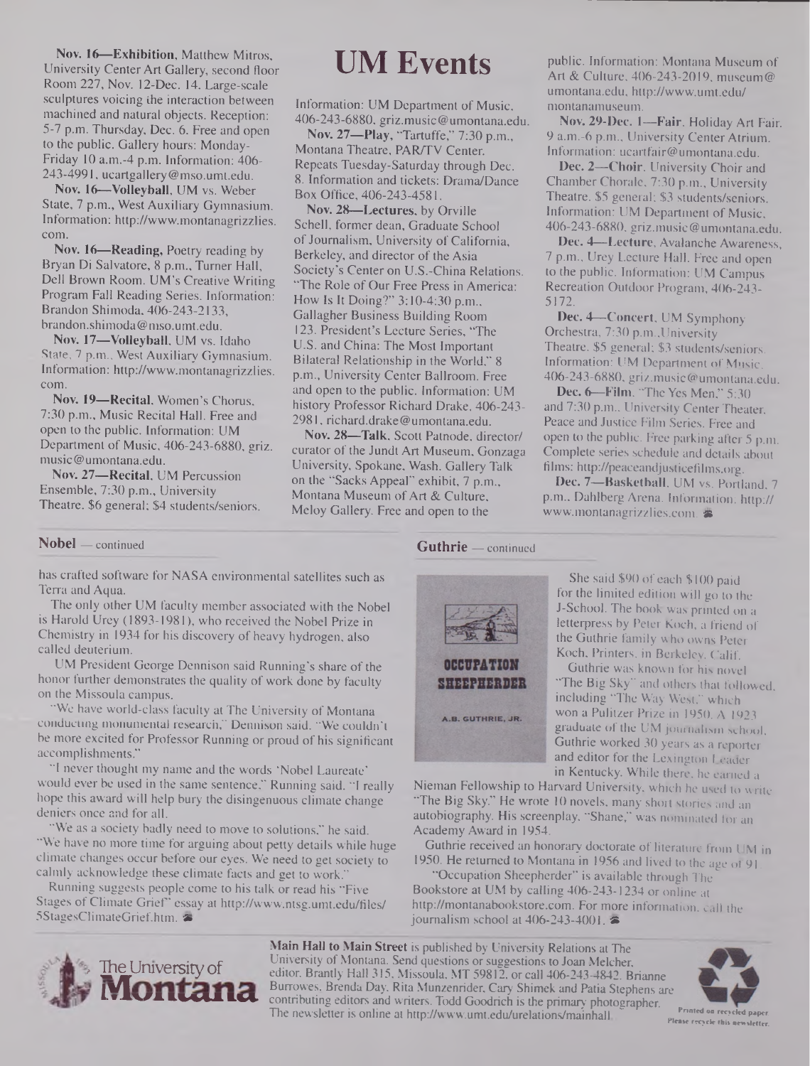# UM Events

**Nov. 16—Exhibition.** Matthew Mitros, University Center Art Gallery, second floor Room 227, Nov. 12-Dec. 14. Large-scale sculptures voicing the interaction between machined and natural objects. Reception: 5-7 p.m. Thursday, Dec. 6. Free and open to the public. Gallery hours: Monday-Friday 10 a.m.-4 p.m. Information: 406-243-4991, ucartgallery@mso.umt.edu.

**Nov. 16—Volleyball.** UM vs. Weber State, 7 p.m., West Auxiliary Gymnasium. Information: http://www.montanagrizzlies.com.

**Nov. 16—Reading.** Poetry reading by Bryan Di Salvatore, 8 p.m., Turner Hall, Dell Brown Room. UM's Creative Writing Program Fall Reading Series. Information: Brandon Shimoda, 406-243-2133, brandon.shimoda@mso.umt.edu.

**Nov. 17—Volleyball.** UM vs. Idaho State, 7 p.m., West Auxiliary Gymnasium. Information: http://www.montanagrizzlies.com.

**Nov. 19—Recital.** Women's Chorus, 7:30 p.m., Music Recital Hall. Free and open to the public. Information: UM Department of Music, 406-243-6880, griz.music@umontana.edu.

**Nov. 27—Recital.** UM Percussion Ensemble, 7:30 p.m., University Theatre. $6 general; $4 students/seniors. Information: UM Department of Music, 406-243-6880, griz.music@umontana.edu.

**Nov. 27—Play.** "Tartuffe," 7:30 p.m., Montana Theatre, PAR/TV Center. Repeats Tuesday-Saturday through Dec. 8. Information and tickets: Drama/Dance Box Office, 406-243-4581.

**Nov. 28—Lectures.** by Orville Schell, former dean, Graduate School of Journalism, University of California, Berkeley, and director of the Asia Society's Center on U.S.-China Relations. "The Role of Our Free Press in America: How Is It Doing?" 3:10-4:30 p.m., Gallagher Business Building Room 123. President's Lecture Series, "The U.S. and China: The Most Important Bilateral Relationship in the World," 8 p.m., University Center Ballroom. Free and open to the public. Information: UM history Professor Richard Drake, 406-243-2981, richard.drake@umontana.edu.

**Nov. 28—Talk.** Scott Patnode, director/curator of the Jundt Art Museum, Gonzaga University, Spokane, Wash. Gallery Talk on the "Sacks Appeal" exhibit, 7 p.m., Montana Museum of Art & Culture, Meloy Gallery. Free and open to the public. Information: Montana Museum of Art & Culture, 406-243-2019, museum@umontana.edu, http://www.umt.edu/montanamuseum.

**Nov. 29-Dec. 1—Fair.** Holiday Art Fair, 9 a.m.-6 p.m., University Center Atrium. Information: ucartfair@umontana.edu.

**Dec. 2—Choir.** University Choir and Chamber Chorale, 7:30 p.m., University Theatre. $5 general; $3 students/seniors. Information: UM Department of Music, 406-243-6880, griz.music@umontana.edu.

**Dec. 4—Lecture.** Avalanche Awareness, 7 p.m., Urey Lecture Hall. Free and open to the public. Information: UM Campus Recreation Outdoor Program, 406-243-5172.

**Dec. 4—Concert.** UM Symphony Orchestra, 7:30 p.m., University Theatre. $5 general; $3 students/seniors. Information: UM Department of Music, 406-243-6880, griz.music@umontana.edu.

**Dec. 6—Film.** "The Yes Men," 5:30 and 7:30 p.m., University Center Theater. Peace and Justice Film Series. Free and open to the public. Free parking after 5 p.m. Complete series schedule and details about films: http://peaceandjusticefilms.org.

**Dec. 7—Basketball.** UM vs. Portland, 7 p.m., Dahlberg Arena. Information: http://www.montanagrizzlies.com.

**Nobel** — continued

has crafted software for NASA environmental satellites such as Terra and Aqua.

The only other UM faculty member associated with the Nobel is Harold Urey (1893-1981), who received the Nobel Prize in Chemistry in 1934 for his discovery of heavy hydrogen, also called deuterium.

UM President George Dennison said Running's share of the honor further demonstrates the quality of work done by faculty on the Missoula campus.

"We have world-class faculty at The University of Montana conducting monumental research," Dennison said. "We couldn't be more excited for Professor Running or proud of his significant accomplishments."

"I never thought my name and the words 'Nobel Laureate' would ever be used in the same sentence," Running said. "I really hope this award will help bury the disingenuous climate change deniers once and for all.

"We as a society badly need to move to solutions," he said. "We have no more time for arguing about petty details while huge climate changes occur before our eyes. We need to get society to calmly acknowledge these climate facts and get to work."

Running suggests people come to his talk or read his "Five Stages of Climate Grief" essay at http://www.ntsg.umt.edu/files/5StagesClimateGrief.htm.

**Guthrie** — continued

OCCUPATION SHEEPHERDER

A.B. GUTHRIE, JR.

She said $90 of each $100 paid for the limited edition will go to the J-School. The book was printed on a letterpress by Peter Koch, a friend of the Guthrie family who owns Peter Koch, Printers, in Berkeley, Calif.

Guthrie was known for his novel "The Big Sky" and others that followed, including "The Way West," which won a Pulitzer Prize in 1950. A 1923 graduate of the UM journalism school, Guthrie worked 30 years as a reporter and editor for the Lexington Leader in Kentucky. While there, he earned a Nieman Fellowship to Harvard University, which he used to write "The Big Sky." He wrote 10 novels, many short stories and an autobiography. His screenplay, "Shane," was nominated for an Academy Award in 1954.

Guthrie received an honorary doctorate of literature from UM in 1950. He returned to Montana in 1956 and lived to the age of 91.

"Occupation Sheepherder" is available through The Bookstore at UM by calling 406-243-1234 or online at http://montanabookstore.com. For more information, call the journalism school at 406-243-4001.

The University of Montana

**Main Hall to Main Street** is published by University Relations at The University of Montana. Send questions or suggestions to Joan Melcher, editor, Brantly Hall 315, Missoula, MT 59812, or call 406-243-4842. Brianne Burrowes, Brenda Day, Rita Munzenrider, Cary Shimek and Patia Stephens are contributing editors and writers. Todd Goodrich is the primary photographer. The newsletter is online at http://www.umt.edu/urelations/mainhall.

Printed on recycled paper. Please recycle this newsletter.